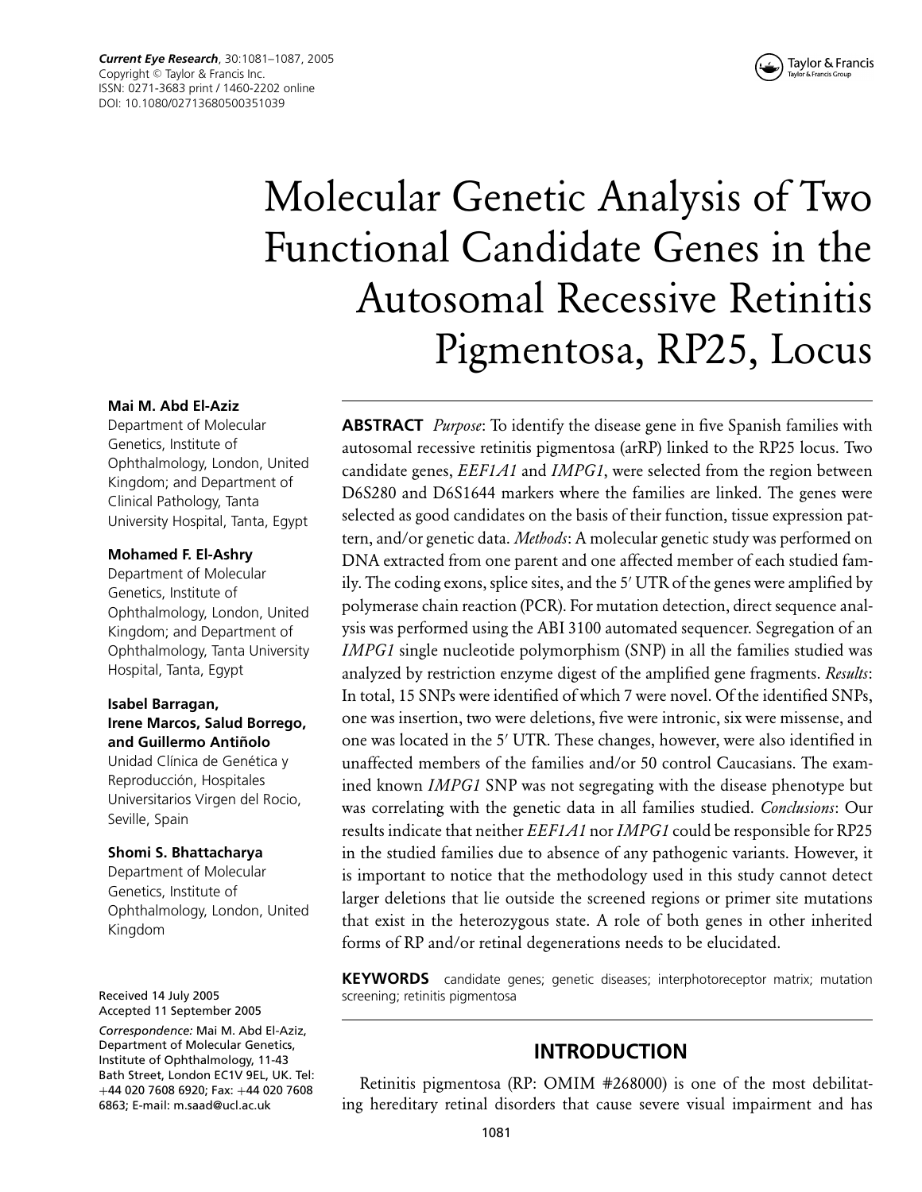# Molecular Genetic Analysis of Two Functional Candidate Genes in the Autosomal Recessive Retinitis Pigmentosa, RP25, Locus

**Mai M. Abd El-Aziz**
Department of Molecular Genetics, Institute of Ophthalmology, London, United Kingdom; and Department of Clinical Pathology, Tanta University Hospital, Tanta, Egypt

**Mohamed F. El-Ashry**
Department of Molecular Genetics, Institute of Ophthalmology, London, United Kingdom; and Department of Ophthalmology, Tanta University Hospital, Tanta, Egypt

**Isabel Barragan, Irene Marcos, Salud Borrego, and Guillermo Antiñolo**
Unidad Clínica de Genética y Reproducción, Hospitales Universitarios Virgen del Rocio, Seville, Spain

**Shomi S. Bhattacharya**
Department of Molecular Genetics, Institute of Ophthalmology, London, United Kingdom

Received 14 July 2005
Accepted 11 September 2005

*Correspondence:* Mai M. Abd El-Aziz, Department of Molecular Genetics, Institute of Ophthalmology, 11-43 Bath Street, London EC1V 9EL, UK. Tel: +44 020 7608 6920; Fax: +44 020 7608 6863; E-mail: m.saad@ucl.ac.uk

**ABSTRACT** *Purpose*: To identify the disease gene in five Spanish families with autosomal recessive retinitis pigmentosa (arRP) linked to the RP25 locus. Two candidate genes, *EEF1A1* and *IMPG1*, were selected from the region between D6S280 and D6S1644 markers where the families are linked. The genes were selected as good candidates on the basis of their function, tissue expression pattern, and/or genetic data. *Methods*: A molecular genetic study was performed on DNA extracted from one parent and one affected member of each studied family. The coding exons, splice sites, and the 5′ UTR of the genes were amplified by polymerase chain reaction (PCR). For mutation detection, direct sequence analysis was performed using the ABI 3100 automated sequencer. Segregation of an *IMPG1* single nucleotide polymorphism (SNP) in all the families studied was analyzed by restriction enzyme digest of the amplified gene fragments. *Results*: In total, 15 SNPs were identified of which 7 were novel. Of the identified SNPs, one was insertion, two were deletions, five were intronic, six were missense, and one was located in the 5′ UTR. These changes, however, were also identified in unaffected members of the families and/or 50 control Caucasians. The examined known *IMPG1* SNP was not segregating with the disease phenotype but was correlating with the genetic data in all families studied. *Conclusions*: Our results indicate that neither *EEF1A1* nor *IMPG1* could be responsible for RP25 in the studied families due to absence of any pathogenic variants. However, it is important to notice that the methodology used in this study cannot detect larger deletions that lie outside the screened regions or primer site mutations that exist in the heterozygous state. A role of both genes in other inherited forms of RP and/or retinal degenerations needs to be elucidated.

**KEYWORDS** candidate genes; genetic diseases; interphotoreceptor matrix; mutation screening; retinitis pigmentosa

## INTRODUCTION

Retinitis pigmentosa (RP: OMIM #268000) is one of the most debilitating hereditary retinal disorders that cause severe visual impairment and has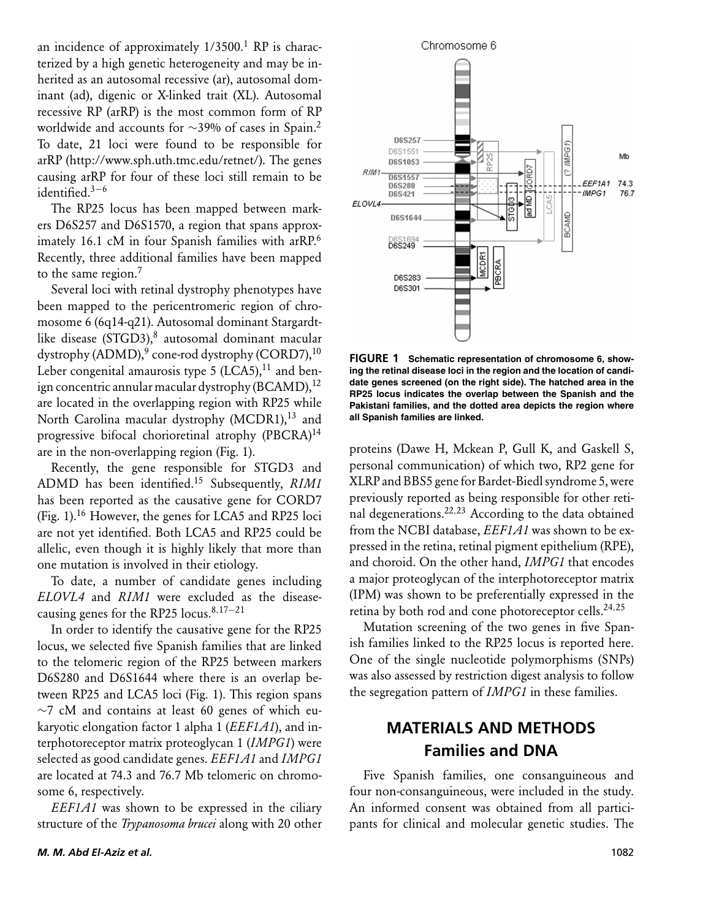an incidence of approximately 1/3500.[1] RP is characterized by a high genetic heterogeneity and may be inherited as an autosomal recessive (ar), autosomal dominant (ad), digenic or X-linked trait (XL). Autosomal recessive RP (arRP) is the most common form of RP worldwide and accounts for ∼39% of cases in Spain.[2] To date, 21 loci were found to be responsible for arRP (http://www.sph.uth.tmc.edu/retnet/). The genes causing arRP for four of these loci still remain to be identified.[3–6]

The RP25 locus has been mapped between markers D6S257 and D6S1570, a region that spans approximately 16.1 cM in four Spanish families with arRP.[6] Recently, three additional families have been mapped to the same region.[7]

Several loci with retinal dystrophy phenotypes have been mapped to the pericentromeric region of chromosome 6 (6q14-q21). Autosomal dominant Stargardt-like disease (STGD3),[8] autosomal dominant macular dystrophy (ADMD),[9] cone-rod dystrophy (CORD7),[10] Leber congenital amaurosis type 5 (LCA5),[11] and benign concentric annular macular dystrophy (BCAMD),[12] are located in the overlapping region with RP25 while North Carolina macular dystrophy (MCDR1),[13] and progressive bifocal chorioretinal atrophy (PBCRA)[14] are in the non-overlapping region (Fig. 1).

Recently, the gene responsible for STGD3 and ADMD has been identified.[15] Subsequently, *RIM1* has been reported as the causative gene for CORD7 (Fig. 1).[16] However, the genes for LCA5 and RP25 loci are not yet identified. Both LCA5 and RP25 could be allelic, even though it is highly likely that more than one mutation is involved in their etiology.

To date, a number of candidate genes including *ELOVL4* and *RIM1* were excluded as the disease-causing genes for the RP25 locus.[8,17–21]

In order to identify the causative gene for the RP25 locus, we selected five Spanish families that are linked to the telomeric region of the RP25 between markers D6S280 and D6S1644 where there is an overlap between RP25 and LCA5 loci (Fig. 1). This region spans ∼7 cM and contains at least 60 genes of which eukaryotic elongation factor 1 alpha 1 (*EEF1A1*), and interphotoreceptor matrix proteoglycan 1 (*IMPG1*) were selected as good candidate genes. *EEF1A1* and *IMPG1* are located at 74.3 and 76.7 Mb telomeric on chromosome 6, respectively.

*EEF1A1* was shown to be expressed in the ciliary structure of the *Trypanosoma brucei* along with 20 other proteins (Dawe H, Mckean P, Gull K, and Gaskell S, personal communication) of which two, RP2 gene for XLRP and BBS5 gene for Bardet-Biedl syndrome 5, were previously reported as being responsible for other retinal degenerations.[22,23] According to the data obtained from the NCBI database, *EEF1A1* was shown to be expressed in the retina, retinal pigment epithelium (RPE), and choroid. On the other hand, *IMPG1* that encodes a major proteoglycan of the interphotoreceptor matrix (IPM) was shown to be preferentially expressed in the retina by both rod and cone photoreceptor cells.[24,25]

Mutation screening of the two genes in five Spanish families linked to the RP25 locus is reported here. One of the single nucleotide polymorphisms (SNPs) was also assessed by restriction digest analysis to follow the segregation pattern of *IMPG1* in these families.

**FIGURE 1** Schematic representation of chromosome 6, showing the retinal disease loci in the region and the location of candidate genes screened (on the right side). The hatched area in the RP25 locus indicates the overlap between the Spanish and the Pakistani families, and the dotted area depicts the region where all Spanish families are linked.

## MATERIALS AND METHODS

### Families and DNA

Five Spanish families, one consanguineous and four non-consanguineous, were included in the study. An informed consent was obtained from all participants for clinical and molecular genetic studies. The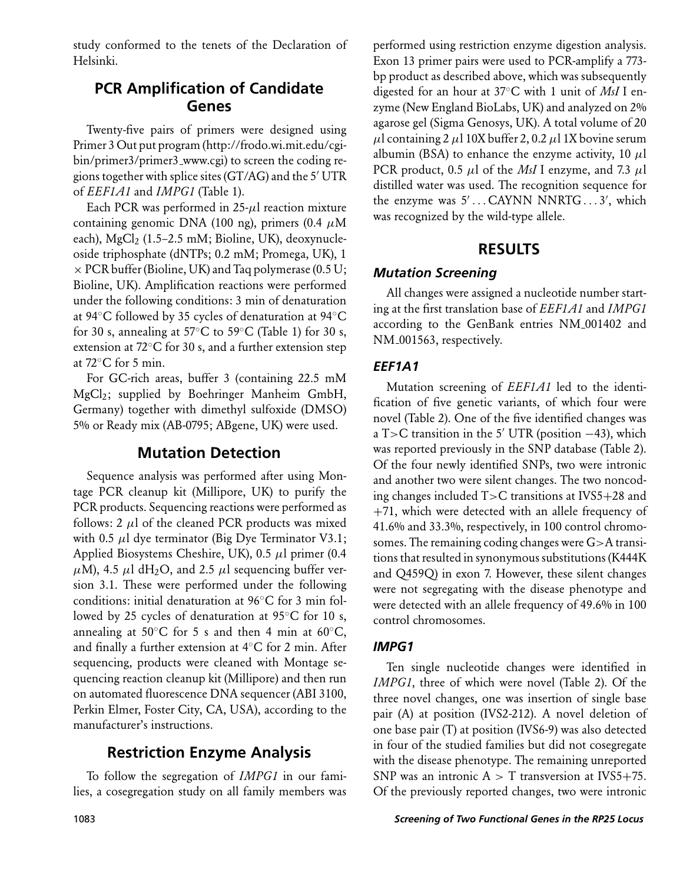study conformed to the tenets of the Declaration of Helsinki.

## PCR Amplification of Candidate Genes

Twenty-five pairs of primers were designed using Primer 3 Out put program (http://frodo.wi.mit.edu/cgi-bin/primer3/primer3_www.cgi) to screen the coding regions together with splice sites (GT/AG) and the 5′ UTR of *EEF1A1* and *IMPG1* (Table 1).

Each PCR was performed in 25-$\mu$l reaction mixture containing genomic DNA (100 ng), primers (0.4 $\mu$M each), $MgCl_2$ (1.5–2.5 mM; Bioline, UK), deoxynucleoside triphosphate (dNTPs; 0.2 mM; Promega, UK), 1 $\times$ PCR buffer (Bioline, UK) and Taq polymerase (0.5 U; Bioline, UK). Amplification reactions were performed under the following conditions: 3 min of denaturation at 94°C followed by 35 cycles of denaturation at 94°C for 30 s, annealing at 57°C to 59°C (Table 1) for 30 s, extension at 72°C for 30 s, and a further extension step at 72°C for 5 min.

For GC-rich areas, buffer 3 (containing 22.5 mM $MgCl_2$; supplied by Boehringer Manheim GmbH, Germany) together with dimethyl sulfoxide (DMSO) 5% or Ready mix (AB-0795; ABgene, UK) were used.

## Mutation Detection

Sequence analysis was performed after using Montage PCR cleanup kit (Millipore, UK) to purify the PCR products. Sequencing reactions were performed as follows: 2 $\mu$l of the cleaned PCR products was mixed with 0.5 $\mu$l dye terminator (Big Dye Terminator V3.1; Applied Biosystems Cheshire, UK), 0.5 $\mu$l primer (0.4 $\mu$M), 4.5 $\mu$l $dH_2O$, and 2.5 $\mu$l sequencing buffer version 3.1. These were performed under the following conditions: initial denaturation at 96°C for 3 min followed by 25 cycles of denaturation at 95°C for 10 s, annealing at 50°C for 5 s and then 4 min at 60°C, and finally a further extension at 4°C for 2 min. After sequencing, products were cleaned with Montage sequencing reaction cleanup kit (Millipore) and then run on automated fluorescence DNA sequencer (ABI 3100, Perkin Elmer, Foster City, CA, USA), according to the manufacturer's instructions.

## Restriction Enzyme Analysis

To follow the segregation of *IMPG1* in our families, a cosegregation study on all family members was performed using restriction enzyme digestion analysis. Exon 13 primer pairs were used to PCR-amplify a 773-bp product as described above, which was subsequently digested for an hour at 37°C with 1 unit of *MsI* I enzyme (New England BioLabs, UK) and analyzed on 2% agarose gel (Sigma Genosys, UK). A total volume of 20 $\mu$l containing 2 $\mu$l 10X buffer 2, 0.2 $\mu$l 1X bovine serum albumin (BSA) to enhance the enzyme activity, 10 $\mu$l PCR product, 0.5 $\mu$l of the *MsI* I enzyme, and 7.3 $\mu$l distilled water was used. The recognition sequence for the enzyme was 5′ . . . CAYNN NNRTG . . . 3′, which was recognized by the wild-type allele.

## RESULTS

### Mutation Screening

All changes were assigned a nucleotide number starting at the first translation base of *EEF1A1* and *IMPG1* according to the GenBank entries NM_001402 and NM_001563, respectively.

### *EEF1A1*

Mutation screening of *EEF1A1* led to the identification of five genetic variants, of which four were novel (Table 2). One of the five identified changes was a T>C transition in the 5′ UTR (position −43), which was reported previously in the SNP database (Table 2). Of the four newly identified SNPs, two were intronic and another two were silent changes. The two noncoding changes included T>C transitions at IVS5+28 and +71, which were detected with an allele frequency of 41.6% and 33.3%, respectively, in 100 control chromosomes. The remaining coding changes were G>A transitions that resulted in synonymous substitutions (K444K and Q459Q) in exon 7. However, these silent changes were not segregating with the disease phenotype and were detected with an allele frequency of 49.6% in 100 control chromosomes.

### *IMPG1*

Ten single nucleotide changes were identified in *IMPG1*, three of which were novel (Table 2). Of the three novel changes, one was insertion of single base pair (A) at position (IVS2-212). A novel deletion of one base pair (T) at position (IVS6-9) was also detected in four of the studied families but did not cosegregate with the disease phenotype. The remaining unreported SNP was an intronic A > T transversion at IVS5+75. Of the previously reported changes, two were intronic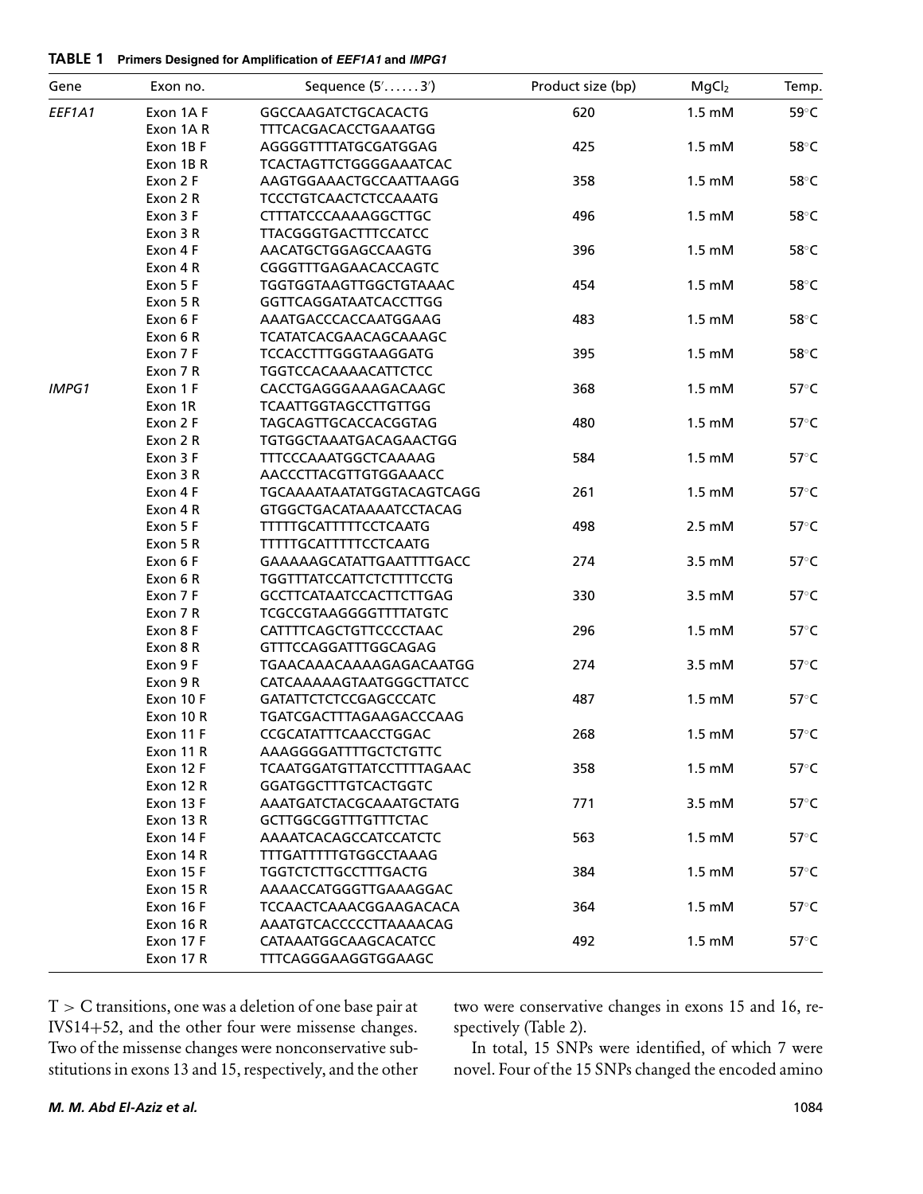**TABLE 1 Primers Designed for Amplification of *EEF1A1* and *IMPG1***

| Gene | Exon no. | Sequence (5′……3′) | Product size (bp) | $MgCl_2$ | Temp. |
|---|---|---|---|---|---|
| *EEF1A1* | Exon 1A F | GGCCAAGATCTGCACACTG | 620 | 1.5 mM | 59°C |
| | Exon 1A R | TTTCACGACACCTGAAATGG | | | |
| | Exon 1B F | AGGGGTTTTATGCGATGGAG | 425 | 1.5 mM | 58°C |
| | Exon 1B R | TCACTAGTTCTGGGGAAATCAC | | | |
| | Exon 2 F | AAGTGGAAACTGCCAATTAAGG | 358 | 1.5 mM | 58°C |
| | Exon 2 R | TCCCTGTCAACTCTCCAAATG | | | |
| | Exon 3 F | CTTTATCCCAAAAGGCTTGC | 496 | 1.5 mM | 58°C |
| | Exon 3 R | TTACGGGTGACTTTCCATCC | | | |
| | Exon 4 F | AACATGCTGGAGCCAAGTG | 396 | 1.5 mM | 58°C |
| | Exon 4 R | CGGGTTTGAGAACACCAGTC | | | |
| | Exon 5 F | TGGTGGTAAGTTGGCTGTAAAC | 454 | 1.5 mM | 58°C |
| | Exon 5 R | GGTTCAGGATAATCACCTTGG | | | |
| | Exon 6 F | AAATGACCCACCAATGGAAG | 483 | 1.5 mM | 58°C |
| | Exon 6 R | TCATATCACGAACAGCAAAGC | | | |
| | Exon 7 F | TCCACCTTTGGGTAAGGATG | 395 | 1.5 mM | 58°C |
| | Exon 7 R | TGGTCCACAAAACATTCTCC | | | |
| *IMPG1* | Exon 1 F | CACCTGAGGGAAAGACAAGC | 368 | 1.5 mM | 57°C |
| | Exon 1R | TCAATTGGTAGCCTTGTTGG | | | |
| | Exon 2 F | TAGCAGTTGCACCACGGTAG | 480 | 1.5 mM | 57°C |
| | Exon 2 R | TGTGGCTAAATGACAGAACTGG | | | |
| | Exon 3 F | TTTCCCAAATGGCTCAAAAG | 584 | 1.5 mM | 57°C |
| | Exon 3 R | AACCCTTACGTTGTGGAAACC | | | |
| | Exon 4 F | TGCAAAATAATATGGTACAGTCAGG | 261 | 1.5 mM | 57°C |
| | Exon 4 R | GTGGCTGACATAAAATCCTACAG | | | |
| | Exon 5 F | TTTTTGCATTTTTCCTCAATG | 498 | 2.5 mM | 57°C |
| | Exon 5 R | TTTTTGCATTTTTCCTCAATG | | | |
| | Exon 6 F | GAAAAAGCATATTGAATTTTGACC | 274 | 3.5 mM | 57°C |
| | Exon 6 R | TGGTTTATCCATTCTCTTTTCCTG | | | |
| | Exon 7 F | GCCTTCATAATCCACTTCTTGAG | 330 | 3.5 mM | 57°C |
| | Exon 7 R | TCGCCGTAAGGGGTTTTATGTC | | | |
| | Exon 8 F | CATTTTCAGCTGTTCCCCTAAC | 296 | 1.5 mM | 57°C |
| | Exon 8 R | GTTTCCAGGATTTGGCAGAG | | | |
| | Exon 9 F | TGAACAAACAAAAGAGACAATGG | 274 | 3.5 mM | 57°C |
| | Exon 9 R | CATCAAAAAGTAATGGGCTTATCC | | | |
| | Exon 10 F | GATATTCTCTCCGAGCCCATC | 487 | 1.5 mM | 57°C |
| | Exon 10 R | TGATCGACTTTAGAAGACCCAAG | | | |
| | Exon 11 F | CCGCATATTTCAACCTGGAC | 268 | 1.5 mM | 57°C |
| | Exon 11 R | AAAGGGGATTTTGCTCTGTTC | | | |
| | Exon 12 F | TCAATGGATGTTATCCTTTTAGAAC | 358 | 1.5 mM | 57°C |
| | Exon 12 R | GGATGGCTTTGTCACTGGTC | | | |
| | Exon 13 F | AAATGATCTACGCAAATGCTATG | 771 | 3.5 mM | 57°C |
| | Exon 13 R | GCTTGGCGGTTTGTTTCTAC | | | |
| | Exon 14 F | AAAATCACAGCCATCCATCTC | 563 | 1.5 mM | 57°C |
| | Exon 14 R | TTTGATTTTTGTGGCCTAAAG | | | |
| | Exon 15 F | TGGTCTCTTGCCTTTGACTG | 384 | 1.5 mM | 57°C |
| | Exon 15 R | AAAACCATGGGTTGAAAGGAC | | | |
| | Exon 16 F | TCCAACTCAAACGGAAGACACA | 364 | 1.5 mM | 57°C |
| | Exon 16 R | AAATGTCACCCCCTTAAAACAG | | | |
| | Exon 17 F | CATAAATGGCAAGCACATCC | 492 | 1.5 mM | 57°C |
| | Exon 17 R | TTTCAGGGAAGGTGGAAGC | | | |

T > C transitions, one was a deletion of one base pair at IVS14+52, and the other four were missense changes. Two of the missense changes were nonconservative substitutions in exons 13 and 15, respectively, and the other two were conservative changes in exons 15 and 16, respectively (Table 2).

In total, 15 SNPs were identified, of which 7 were novel. Four of the 15 SNPs changed the encoded amino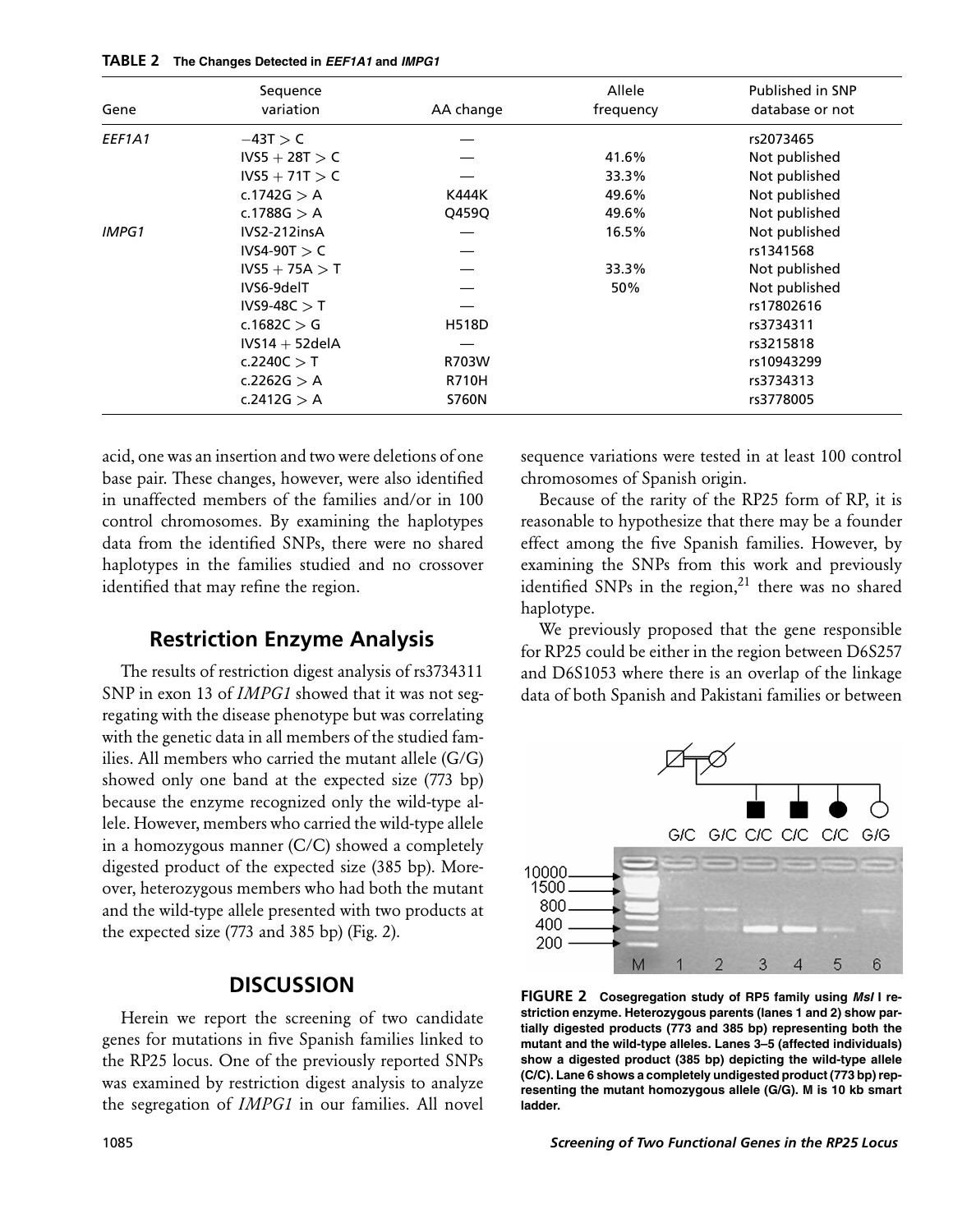**TABLE 2 The Changes Detected in *EEF1A1* and *IMPG1***

| Gene | Sequence variation | AA change | Allele frequency | Published in SNP database or not |
|---|---|---|---|---|
| *EEF1A1* | −43T > C | — | | rs2073465 |
| | IVS5 + 28T > C | — | 41.6% | Not published |
| | IVS5 + 71T > C | — | 33.3% | Not published |
| | c.1742G > A | K444K | 49.6% | Not published |
| | c.1788G > A | Q459Q | 49.6% | Not published |
| *IMPG1* | IVS2-212insA | — | 16.5% | Not published |
| | IVS4-90T > C | — | | rs1341568 |
| | IVS5 + 75A > T | — | 33.3% | Not published |
| | IVS6-9delT | — | 50% | Not published |
| | IVS9-48C > T | — | | rs17802616 |
| | c.1682C > G | H518D | | rs3734311 |
| | IVS14 + 52delA | — | | rs3215818 |
| | c.2240C > T | R703W | | rs10943299 |
| | c.2262G > A | R710H | | rs3734313 |
| | c.2412G > A | S760N | | rs3778005 |

acid, one was an insertion and two were deletions of one base pair. These changes, however, were also identified in unaffected members of the families and/or in 100 control chromosomes. By examining the haplotypes data from the identified SNPs, there were no shared haplotypes in the families studied and no crossover identified that may refine the region.

## Restriction Enzyme Analysis

The results of restriction digest analysis of rs3734311 SNP in exon 13 of *IMPG1* showed that it was not segregating with the disease phenotype but was correlating with the genetic data in all members of the studied families. All members who carried the mutant allele (G/G) showed only one band at the expected size (773 bp) because the enzyme recognized only the wild-type allele. However, members who carried the wild-type allele in a homozygous manner (C/C) showed a completely digested product of the expected size (385 bp). Moreover, heterozygous members who had both the mutant and the wild-type allele presented with two products at the expected size (773 and 385 bp) (Fig. 2).

## DISCUSSION

Herein we report the screening of two candidate genes for mutations in five Spanish families linked to the RP25 locus. One of the previously reported SNPs was examined by restriction digest analysis to analyze the segregation of *IMPG1* in our families. All novel sequence variations were tested in at least 100 control chromosomes of Spanish origin.

Because of the rarity of the RP25 form of RP, it is reasonable to hypothesize that there may be a founder effect among the five Spanish families. However, by examining the SNPs from this work and previously identified SNPs in the region,[21] there was no shared haplotype.

We previously proposed that the gene responsible for RP25 could be either in the region between D6S257 and D6S1053 where there is an overlap of the linkage data of both Spanish and Pakistani families or between

**FIGURE 2** Cosegregation study of RP5 family using *MsI* I restriction enzyme. Heterozygous parents (lanes 1 and 2) show partially digested products (773 and 385 bp) representing both the mutant and the wild-type alleles. Lanes 3–5 (affected individuals) show a digested product (385 bp) depicting the wild-type allele (C/C). Lane 6 shows a completely undigested product (773 bp) representing the mutant homozygous allele (G/G). M is 10 kb smart ladder.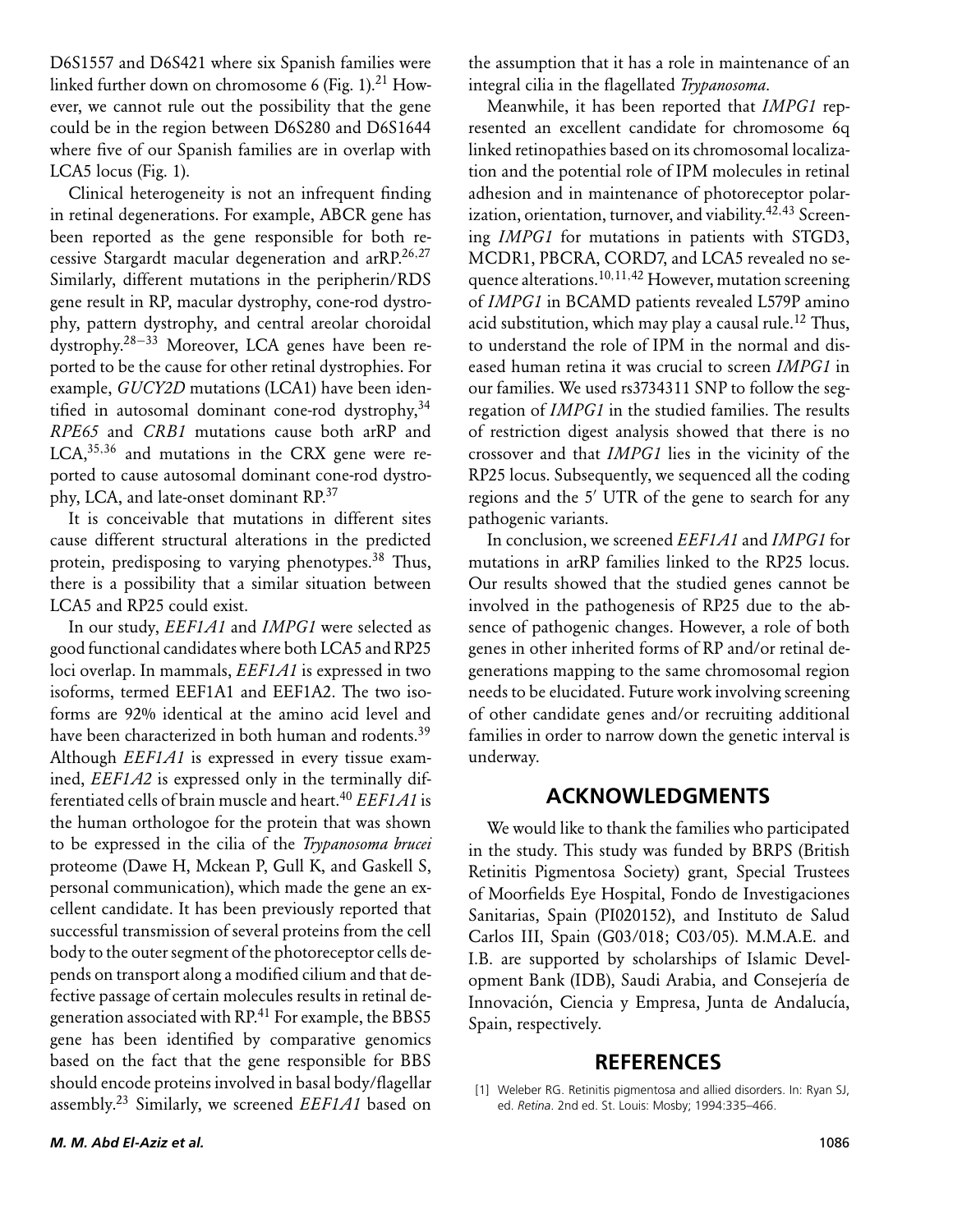D6S1557 and D6S421 where six Spanish families were linked further down on chromosome 6 (Fig. 1).[21] However, we cannot rule out the possibility that the gene could be in the region between D6S280 and D6S1644 where five of our Spanish families are in overlap with LCA5 locus (Fig. 1).

Clinical heterogeneity is not an infrequent finding in retinal degenerations. For example, ABCR gene has been reported as the gene responsible for both recessive Stargardt macular degeneration and arRP.[26,27] Similarly, different mutations in the peripherin/RDS gene result in RP, macular dystrophy, cone-rod dystrophy, pattern dystrophy, and central areolar choroidal dystrophy.[28–33] Moreover, LCA genes have been reported to be the cause for other retinal dystrophies. For example, *GUCY2D* mutations (LCA1) have been identified in autosomal dominant cone-rod dystrophy,[34] *RPE65* and *CRB1* mutations cause both arRP and LCA,[35,36] and mutations in the CRX gene were reported to cause autosomal dominant cone-rod dystrophy, LCA, and late-onset dominant RP.[37]

It is conceivable that mutations in different sites cause different structural alterations in the predicted protein, predisposing to varying phenotypes.[38] Thus, there is a possibility that a similar situation between LCA5 and RP25 could exist.

In our study, *EEF1A1* and *IMPG1* were selected as good functional candidates where both LCA5 and RP25 loci overlap. In mammals, *EEF1A1* is expressed in two isoforms, termed EEF1A1 and EEF1A2. The two isoforms are 92% identical at the amino acid level and have been characterized in both human and rodents.[39] Although *EEF1A1* is expressed in every tissue examined, *EEF1A2* is expressed only in the terminally differentiated cells of brain muscle and heart.[40] *EEF1A1* is the human orthologoe for the protein that was shown to be expressed in the cilia of the *Trypanosoma brucei* proteome (Dawe H, Mckean P, Gull K, and Gaskell S, personal communication), which made the gene an excellent candidate. It has been previously reported that successful transmission of several proteins from the cell body to the outer segment of the photoreceptor cells depends on transport along a modified cilium and that defective passage of certain molecules results in retinal degeneration associated with RP.[41] For example, the BBS5 gene has been identified by comparative genomics based on the fact that the gene responsible for BBS should encode proteins involved in basal body/flagellar assembly.[23] Similarly, we screened *EEF1A1* based on the assumption that it has a role in maintenance of an integral cilia in the flagellated *Trypanosoma*.

Meanwhile, it has been reported that *IMPG1* represented an excellent candidate for chromosome 6q linked retinopathies based on its chromosomal localization and the potential role of IPM molecules in retinal adhesion and in maintenance of photoreceptor polarization, orientation, turnover, and viability.[42,43] Screening *IMPG1* for mutations in patients with STGD3, MCDR1, PBCRA, CORD7, and LCA5 revealed no sequence alterations.[10,11,42] However, mutation screening of *IMPG1* in BCAMD patients revealed L579P amino acid substitution, which may play a causal rule.[12] Thus, to understand the role of IPM in the normal and diseased human retina it was crucial to screen *IMPG1* in our families. We used rs3734311 SNP to follow the segregation of *IMPG1* in the studied families. The results of restriction digest analysis showed that there is no crossover and that *IMPG1* lies in the vicinity of the RP25 locus. Subsequently, we sequenced all the coding regions and the 5′ UTR of the gene to search for any pathogenic variants.

In conclusion, we screened *EEF1A1* and *IMPG1* for mutations in arRP families linked to the RP25 locus. Our results showed that the studied genes cannot be involved in the pathogenesis of RP25 due to the absence of pathogenic changes. However, a role of both genes in other inherited forms of RP and/or retinal degenerations mapping to the same chromosomal region needs to be elucidated. Future work involving screening of other candidate genes and/or recruiting additional families in order to narrow down the genetic interval is underway.

## ACKNOWLEDGMENTS

We would like to thank the families who participated in the study. This study was funded by BRPS (British Retinitis Pigmentosa Society) grant, Special Trustees of Moorfields Eye Hospital, Fondo de Investigaciones Sanitarias, Spain (PI020152), and Instituto de Salud Carlos III, Spain (G03/018; C03/05). M.M.A.E. and I.B. are supported by scholarships of Islamic Development Bank (IDB), Saudi Arabia, and Consejería de Innovación, Ciencia y Empresa, Junta de Andalucía, Spain, respectively.

## REFERENCES

[1] Weleber RG. Retinitis pigmentosa and allied disorders. In: Ryan SJ, ed. *Retina*. 2nd ed. St. Louis: Mosby; 1994:335–466.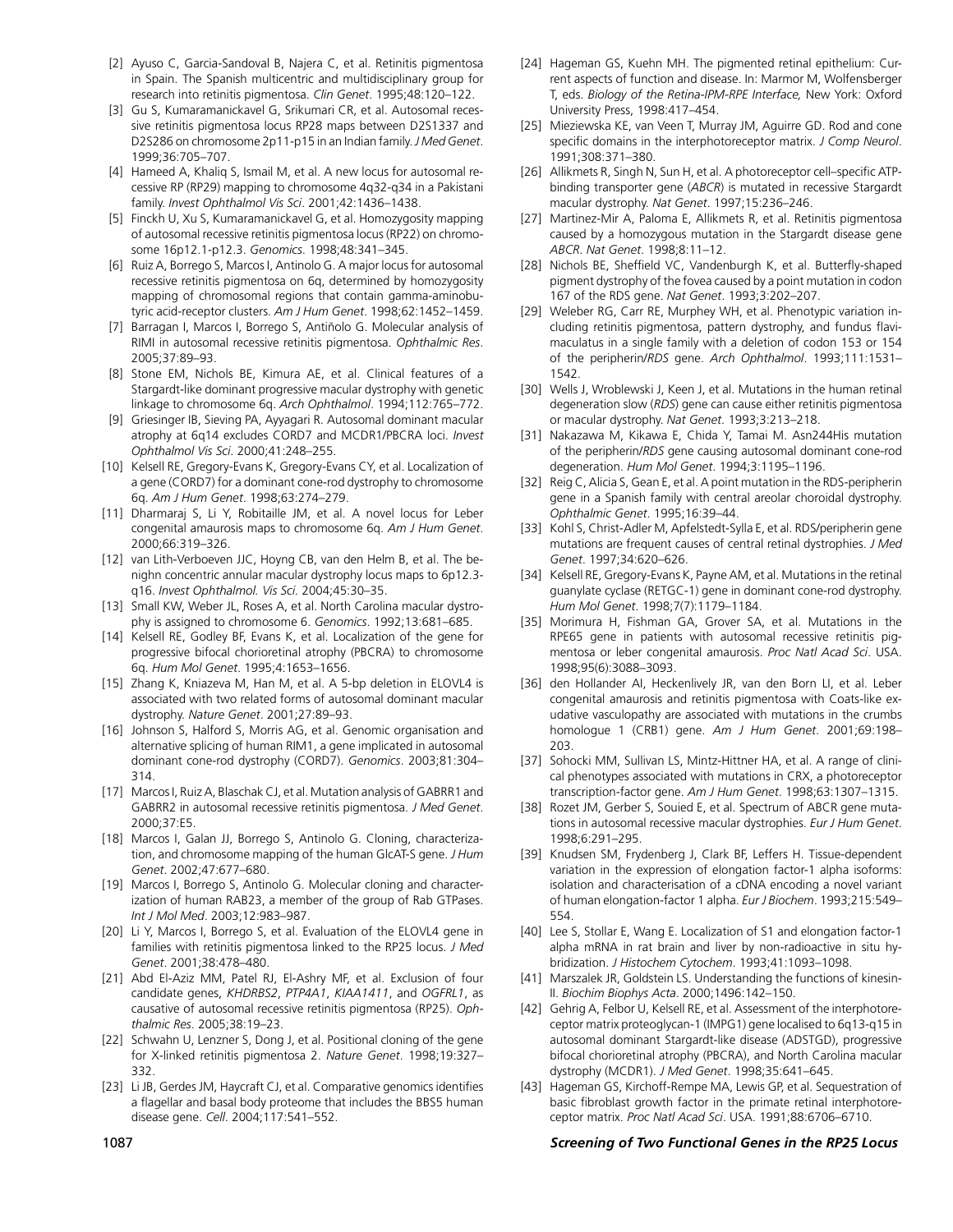[2] Ayuso C, Garcia-Sandoval B, Najera C, et al. Retinitis pigmentosa in Spain. The Spanish multicentric and multidisciplinary group for research into retinitis pigmentosa. *Clin Genet*. 1995;48:120–122.

[3] Gu S, Kumaramanickavel G, Srikumari CR, et al. Autosomal recessive retinitis pigmentosa locus RP28 maps between D2S1337 and D2S286 on chromosome 2p11-p15 in an Indian family. *J Med Genet*. 1999;36:705–707.

[4] Hameed A, Khaliq S, Ismail M, et al. A new locus for autosomal recessive RP (RP29) mapping to chromosome 4q32-q34 in a Pakistani family. *Invest Ophthalmol Vis Sci*. 2001;42:1436–1438.

[5] Finckh U, Xu S, Kumaramanickavel G, et al. Homozygosity mapping of autosomal recessive retinitis pigmentosa locus (RP22) on chromosome 16p12.1-p12.3. *Genomics*. 1998;48:341–345.

[6] Ruiz A, Borrego S, Marcos I, Antinolo G. A major locus for autosomal recessive retinitis pigmentosa on 6q, determined by homozygosity mapping of chromosomal regions that contain gamma-aminobutyric acid-receptor clusters. *Am J Hum Genet*. 1998;62:1452–1459.

[7] Barragan I, Marcos I, Borrego S, Antiñolo G. Molecular analysis of RIMI in autosomal recessive retinitis pigmentosa. *Ophthalmic Res*. 2005;37:89–93.

[8] Stone EM, Nichols BE, Kimura AE, et al. Clinical features of a Stargardt-like dominant progressive macular dystrophy with genetic linkage to chromosome 6q. *Arch Ophthalmol*. 1994;112:765–772.

[9] Griesinger IB, Sieving PA, Ayyagari R. Autosomal dominant macular atrophy at 6q14 excludes CORD7 and MCDR1/PBCRA loci. *Invest Ophthalmol Vis Sci*. 2000;41:248–255.

[10] Kelsell RE, Gregory-Evans K, Gregory-Evans CY, et al. Localization of a gene (CORD7) for a dominant cone-rod dystrophy to chromosome 6q. *Am J Hum Genet*. 1998;63:274–279.

[11] Dharmaraj S, Li Y, Robitaille JM, et al. A novel locus for Leber congenital amaurosis maps to chromosome 6q. *Am J Hum Genet*. 2000;66:319–326.

[12] van Lith-Verboeven JJC, Hoyng CB, van den Helm B, et al. The benighn concentric annular macular dystrophy locus maps to 6p12.3-q16. *Invest Ophthalmol. Vis Sci*. 2004;45:30–35.

[13] Small KW, Weber JL, Roses A, et al. North Carolina macular dystrophy is assigned to chromosome 6. *Genomics*. 1992;13:681–685.

[14] Kelsell RE, Godley BF, Evans K, et al. Localization of the gene for progressive bifocal chorioretinal atrophy (PBCRA) to chromosome 6q. *Hum Mol Genet*. 1995;4:1653–1656.

[15] Zhang K, Kniazeva M, Han M, et al. A 5-bp deletion in ELOVL4 is associated with two related forms of autosomal dominant macular dystrophy. *Nature Genet*. 2001;27:89–93.

[16] Johnson S, Halford S, Morris AG, et al. Genomic organisation and alternative splicing of human RIM1, a gene implicated in autosomal dominant cone-rod dystrophy (CORD7). *Genomics*. 2003;81:304–314.

[17] Marcos I, Ruiz A, Blaschak CJ, et al. Mutation analysis of GABRR1 and GABRR2 in autosomal recessive retinitis pigmentosa. *J Med Genet*. 2000;37:E5.

[18] Marcos I, Galan JJ, Borrego S, Antinolo G. Cloning, characterization, and chromosome mapping of the human GlcAT-S gene. *J Hum Genet*. 2002;47:677–680.

[19] Marcos I, Borrego S, Antinolo G. Molecular cloning and characterization of human RAB23, a member of the group of Rab GTPases. *Int J Mol Med*. 2003;12:983–987.

[20] Li Y, Marcos I, Borrego S, et al. Evaluation of the ELOVL4 gene in families with retinitis pigmentosa linked to the RP25 locus. *J Med Genet*. 2001;38:478–480.

[21] Abd El-Aziz MM, Patel RJ, El-Ashry MF, et al. Exclusion of four candidate genes, *KHDRBS2*, *PTP4A1*, *KIAA1411*, and *OGFRL1*, as causative of autosomal recessive retinitis pigmentosa (RP25). *Ophthalmic Res*. 2005;38:19–23.

[22] Schwahn U, Lenzner S, Dong J, et al. Positional cloning of the gene for X-linked retinitis pigmentosa 2. *Nature Genet*. 1998;19:327–332.

[23] Li JB, Gerdes JM, Haycraft CJ, et al. Comparative genomics identifies a flagellar and basal body proteome that includes the BBS5 human disease gene. *Cell*. 2004;117:541–552.

[24] Hageman GS, Kuehn MH. The pigmented retinal epithelium: Current aspects of function and disease. In: Marmor M, Wolfensberger T, eds. *Biology of the Retina-IPM-RPE Interface,* New York: Oxford University Press, 1998:417–454.

[25] Mieziewska KE, van Veen T, Murray JM, Aguirre GD. Rod and cone specific domains in the interphotoreceptor matrix. *J Comp Neurol*. 1991;308:371–380.

[26] Allikmets R, Singh N, Sun H, et al. A photoreceptor cell–specific ATP-binding transporter gene (*ABCR*) is mutated in recessive Stargardt macular dystrophy. *Nat Genet*. 1997;15:236–246.

[27] Martinez-Mir A, Paloma E, Allikmets R, et al. Retinitis pigmentosa caused by a homozygous mutation in the Stargardt disease gene *ABCR*. *Nat Genet*. 1998;8:11–12.

[28] Nichols BE, Sheffield VC, Vandenburgh K, et al. Butterfly-shaped pigment dystrophy of the fovea caused by a point mutation in codon 167 of the RDS gene. *Nat Genet*. 1993;3:202–207.

[29] Weleber RG, Carr RE, Murphey WH, et al. Phenotypic variation including retinitis pigmentosa, pattern dystrophy, and fundus flavimaculatus in a single family with a deletion of codon 153 or 154 of the peripherin/*RDS* gene. *Arch Ophthalmol*. 1993;111:1531–1542.

[30] Wells J, Wroblewski J, Keen J, et al. Mutations in the human retinal degeneration slow (*RDS*) gene can cause either retinitis pigmentosa or macular dystrophy. *Nat Genet*. 1993;3:213–218.

[31] Nakazawa M, Kikawa E, Chida Y, Tamai M. Asn244His mutation of the peripherin/*RDS* gene causing autosomal dominant cone-rod degeneration. *Hum Mol Genet*. 1994;3:1195–1196.

[32] Reig C, Alicia S, Gean E, et al. A point mutation in the RDS-peripherin gene in a Spanish family with central areolar choroidal dystrophy. *Ophthalmic Genet*. 1995;16:39–44.

[33] Kohl S, Christ-Adler M, Apfelstedt-Sylla E, et al. RDS/peripherin gene mutations are frequent causes of central retinal dystrophies. *J Med Genet*. 1997;34:620–626.

[34] Kelsell RE, Gregory-Evans K, Payne AM, et al. Mutations in the retinal guanylate cyclase (RETGC-1) gene in dominant cone-rod dystrophy. *Hum Mol Genet*. 1998;7(7):1179–1184.

[35] Morimura H, Fishman GA, Grover SA, et al. Mutations in the RPE65 gene in patients with autosomal recessive retinitis pigmentosa or leber congenital amaurosis. *Proc Natl Acad Sci*. USA. 1998;95(6):3088–3093.

[36] den Hollander AI, Heckenlively JR, van den Born LI, et al. Leber congenital amaurosis and retinitis pigmentosa with Coats-like exudative vasculopathy are associated with mutations in the crumbs homologue 1 (CRB1) gene. *Am J Hum Genet*. 2001;69:198–203.

[37] Sohocki MM, Sullivan LS, Mintz-Hittner HA, et al. A range of clinical phenotypes associated with mutations in CRX, a photoreceptor transcription-factor gene. *Am J Hum Genet*. 1998;63:1307–1315.

[38] Rozet JM, Gerber S, Souied E, et al. Spectrum of ABCR gene mutations in autosomal recessive macular dystrophies. *Eur J Hum Genet*. 1998;6:291–295.

[39] Knudsen SM, Frydenberg J, Clark BF, Leffers H. Tissue-dependent variation in the expression of elongation factor-1 alpha isoforms: isolation and characterisation of a cDNA encoding a novel variant of human elongation-factor 1 alpha. *Eur J Biochem*. 1993;215:549–554.

[40] Lee S, Stollar E, Wang E. Localization of S1 and elongation factor-1 alpha mRNA in rat brain and liver by non-radioactive in situ hybridization. *J Histochem Cytochem*. 1993;41:1093–1098.

[41] Marszalek JR, Goldstein LS. Understanding the functions of kinesin-II. *Biochim Biophys Acta*. 2000;1496:142–150.

[42] Gehrig A, Felbor U, Kelsell RE, et al. Assessment of the interphotoreceptor matrix proteoglycan-1 (IMPG1) gene localised to 6q13-q15 in autosomal dominant Stargardt-like disease (ADSTGD), progressive bifocal chorioretinal atrophy (PBCRA), and North Carolina macular dystrophy (MCDR1). *J Med Genet*. 1998;35:641–645.

[43] Hageman GS, Kirchoff-Rempe MA, Lewis GP, et al. Sequestration of basic fibroblast growth factor in the primate retinal interphotoreceptor matrix. *Proc Natl Acad Sci*. USA. 1991;88:6706–6710.